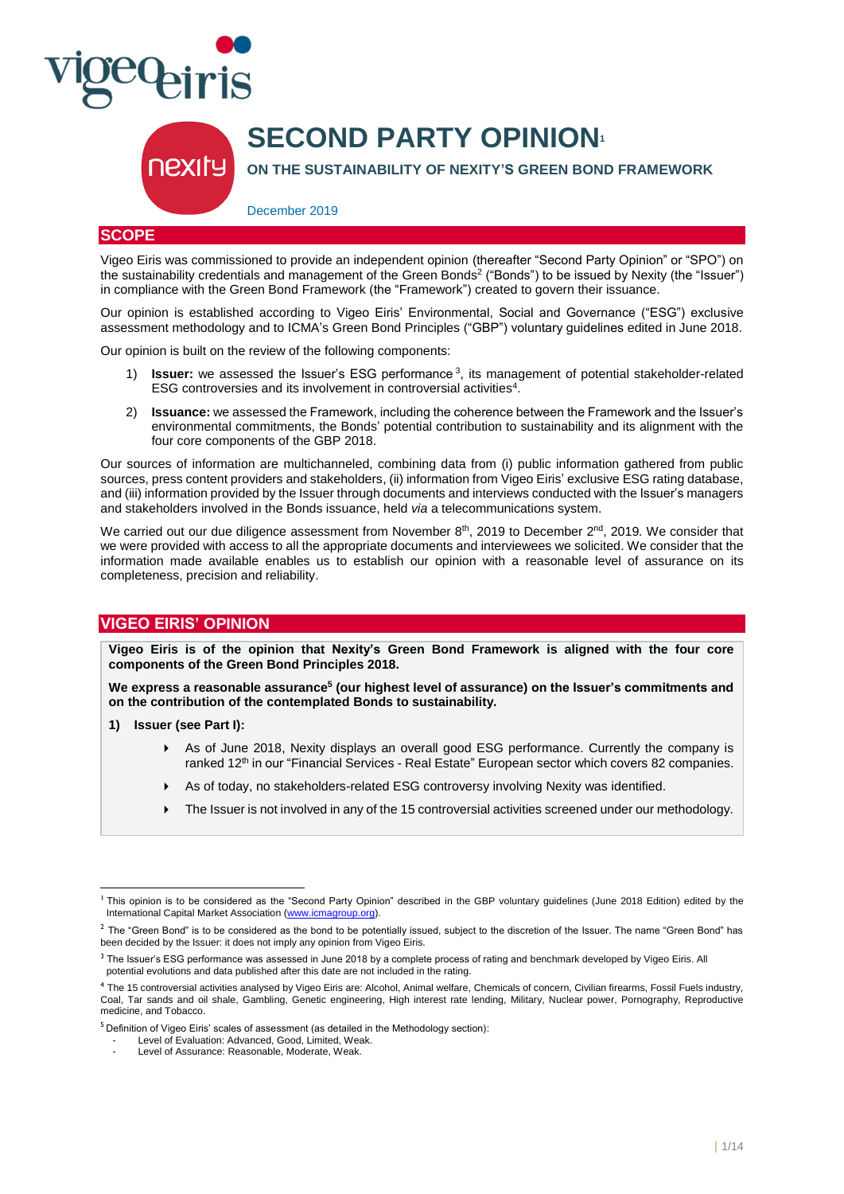# SECOND PARTY OPINION[1]

## ON THE SUSTAINABILITY OF NEXITY'S GREEN BOND FRAMEWORK

December 2019

## SCOPE

Vigeo Eiris was commissioned to provide an independent opinion (thereafter "Second Party Opinion" or "SPO") on the sustainability credentials and management of the Green Bonds[2] ("Bonds") to be issued by Nexity (the "Issuer") in compliance with the Green Bond Framework (the "Framework") created to govern their issuance.

Our opinion is established according to Vigeo Eiris' Environmental, Social and Governance ("ESG") exclusive assessment methodology and to ICMA's Green Bond Principles ("GBP") voluntary guidelines edited in June 2018.

Our opinion is built on the review of the following components:

1) **Issuer:** we assessed the Issuer's ESG performance[3], its management of potential stakeholder-related ESG controversies and its involvement in controversial activities[4].
2) **Issuance:** we assessed the Framework, including the coherence between the Framework and the Issuer's environmental commitments, the Bonds' potential contribution to sustainability and its alignment with the four core components of the GBP 2018.

Our sources of information are multichanneled, combining data from (i) public information gathered from public sources, press content providers and stakeholders, (ii) information from Vigeo Eiris' exclusive ESG rating database, and (iii) information provided by the Issuer through documents and interviews conducted with the Issuer's managers and stakeholders involved in the Bonds issuance, held *via* a telecommunications system.

We carried out our due diligence assessment from November 8th, 2019 to December 2nd, 2019. We consider that we were provided with access to all the appropriate documents and interviewees we solicited. We consider that the information made available enables us to establish our opinion with a reasonable level of assurance on its completeness, precision and reliability.

## VIGEO EIRIS' OPINION

**Vigeo Eiris is of the opinion that Nexity's Green Bond Framework is aligned with the four core components of the Green Bond Principles 2018.**

**We express a reasonable assurance[5] (our highest level of assurance) on the Issuer's commitments and on the contribution of the contemplated Bonds to sustainability.**

**1) Issuer (see Part I):**

- As of June 2018, Nexity displays an overall good ESG performance. Currently the company is ranked 12th in our "Financial Services - Real Estate" European sector which covers 82 companies.
- As of today, no stakeholders-related ESG controversy involving Nexity was identified.
- The Issuer is not involved in any of the 15 controversial activities screened under our methodology.

---

[1] This opinion is to be considered as the "Second Party Opinion" described in the GBP voluntary guidelines (June 2018 Edition) edited by the International Capital Market Association (www.icmagroup.org).

[2] The "Green Bond" is to be considered as the bond to be potentially issued, subject to the discretion of the Issuer. The name "Green Bond" has been decided by the Issuer: it does not imply any opinion from Vigeo Eiris.

[3] The Issuer's ESG performance was assessed in June 2018 by a complete process of rating and benchmark developed by Vigeo Eiris. All potential evolutions and data published after this date are not included in the rating.

[4] The 15 controversial activities analysed by Vigeo Eiris are: Alcohol, Animal welfare, Chemicals of concern, Civilian firearms, Fossil Fuels industry, Coal, Tar sands and oil shale, Gambling, Genetic engineering, High interest rate lending, Military, Nuclear power, Pornography, Reproductive medicine, and Tobacco.

[5] Definition of Vigeo Eiris' scales of assessment (as detailed in the Methodology section):
- Level of Evaluation: Advanced, Good, Limited, Weak.
- Level of Assurance: Reasonable, Moderate, Weak.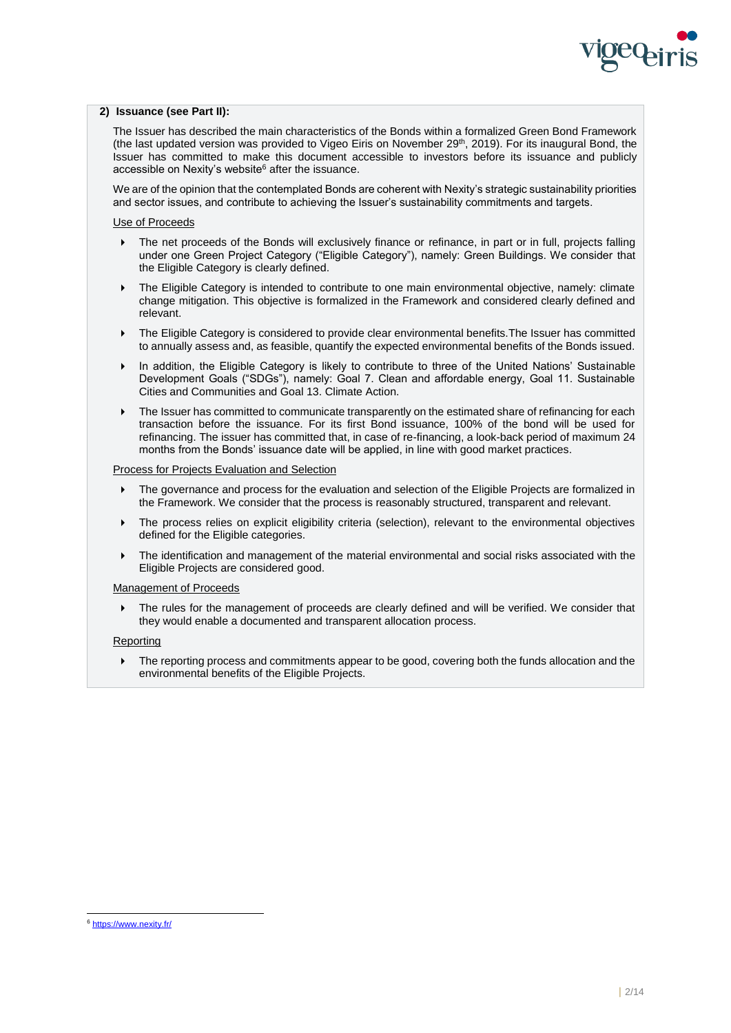**2) Issuance (see Part II):**

The Issuer has described the main characteristics of the Bonds within a formalized Green Bond Framework (the last updated version was provided to Vigeo Eiris on November 29th, 2019). For its inaugural Bond, the Issuer has committed to make this document accessible to investors before its issuance and publicly accessible on Nexity's website[6] after the issuance.

We are of the opinion that the contemplated Bonds are coherent with Nexity's strategic sustainability priorities and sector issues, and contribute to achieving the Issuer's sustainability commitments and targets.

Use of Proceeds

- The net proceeds of the Bonds will exclusively finance or refinance, in part or in full, projects falling under one Green Project Category ("Eligible Category"), namely: Green Buildings. We consider that the Eligible Category is clearly defined.
- The Eligible Category is intended to contribute to one main environmental objective, namely: climate change mitigation. This objective is formalized in the Framework and considered clearly defined and relevant.
- The Eligible Category is considered to provide clear environmental benefits.The Issuer has committed to annually assess and, as feasible, quantify the expected environmental benefits of the Bonds issued.
- In addition, the Eligible Category is likely to contribute to three of the United Nations' Sustainable Development Goals ("SDGs"), namely: Goal 7. Clean and affordable energy, Goal 11. Sustainable Cities and Communities and Goal 13. Climate Action.
- The Issuer has committed to communicate transparently on the estimated share of refinancing for each transaction before the issuance. For its first Bond issuance, 100% of the bond will be used for refinancing. The issuer has committed that, in case of re-financing, a look-back period of maximum 24 months from the Bonds' issuance date will be applied, in line with good market practices.

Process for Projects Evaluation and Selection

- The governance and process for the evaluation and selection of the Eligible Projects are formalized in the Framework. We consider that the process is reasonably structured, transparent and relevant.
- The process relies on explicit eligibility criteria (selection), relevant to the environmental objectives defined for the Eligible categories.
- The identification and management of the material environmental and social risks associated with the Eligible Projects are considered good.

Management of Proceeds

- The rules for the management of proceeds are clearly defined and will be verified. We consider that they would enable a documented and transparent allocation process.

Reporting

- The reporting process and commitments appear to be good, covering both the funds allocation and the environmental benefits of the Eligible Projects.

[6] https://www.nexity.fr/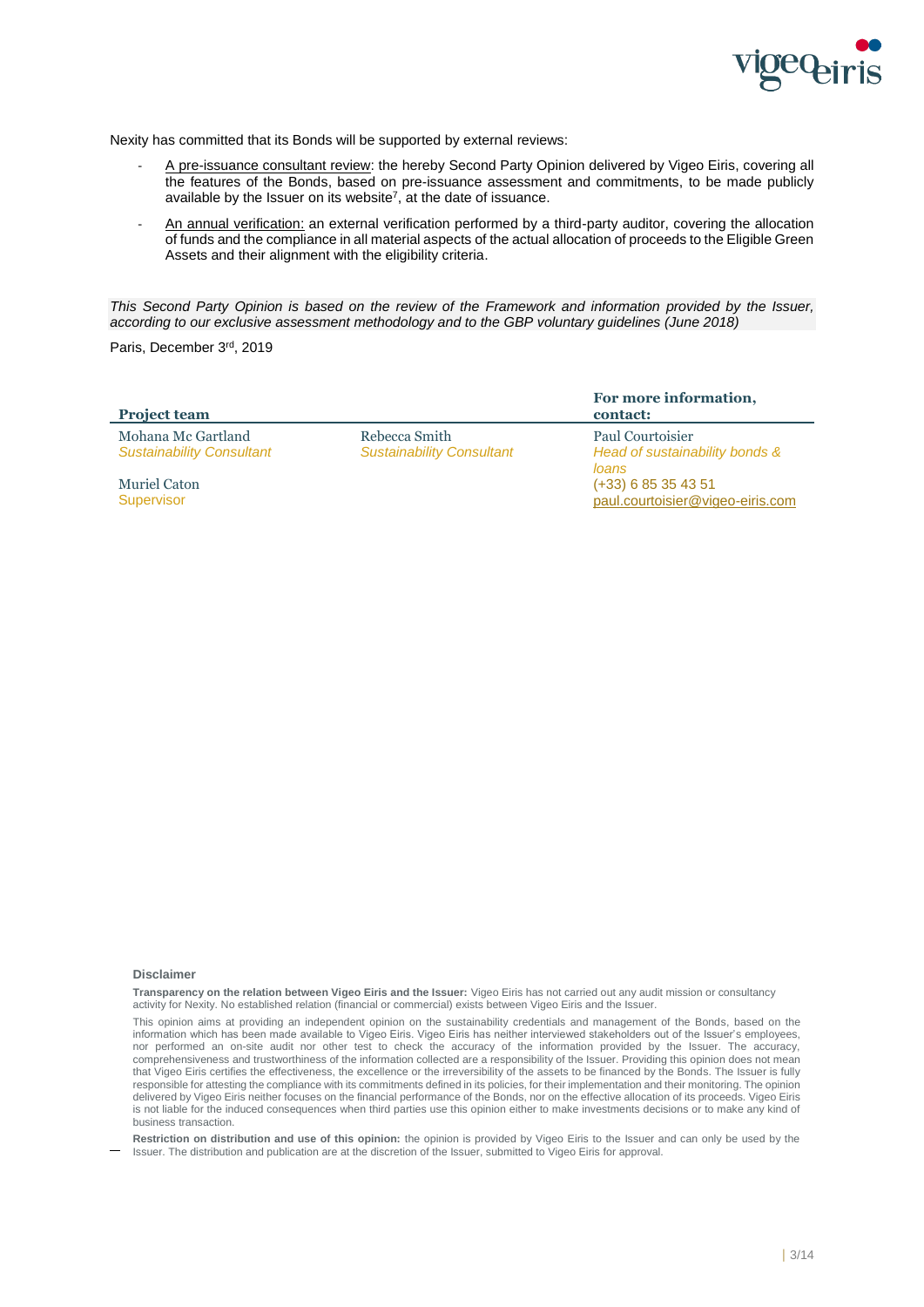Nexity has committed that its Bonds will be supported by external reviews:

- A pre-issuance consultant review: the hereby Second Party Opinion delivered by Vigeo Eiris, covering all the features of the Bonds, based on pre-issuance assessment and commitments, to be made publicly available by the Issuer on its website[7], at the date of issuance.
- An annual verification: an external verification performed by a third-party auditor, covering the allocation of funds and the compliance in all material aspects of the actual allocation of proceeds to the Eligible Green Assets and their alignment with the eligibility criteria.

*This Second Party Opinion is based on the review of the Framework and information provided by the Issuer, according to our exclusive assessment methodology and to the GBP voluntary guidelines (June 2018)*

Paris, December 3rd, 2019

| **Project team** | | **For more information, contact:** |
| --- | --- | --- |
| Mohana Mc Gartland<br>*Sustainability Consultant* | Rebecca Smith<br>*Sustainability Consultant* | Paul Courtoisier<br>*Head of sustainability bonds & loans*<br>(+33) 6 85 35 43 51<br>paul.courtoisier@vigeo-eiris.com |
| Muriel Caton<br>Supervisor | | |

**Disclaimer**

**Transparency on the relation between Vigeo Eiris and the Issuer:** Vigeo Eiris has not carried out any audit mission or consultancy activity for Nexity. No established relation (financial or commercial) exists between Vigeo Eiris and the Issuer.

This opinion aims at providing an independent opinion on the sustainability credentials and management of the Bonds, based on the information which has been made available to Vigeo Eiris. Vigeo Eiris has neither interviewed stakeholders out of the Issuer's employees, nor performed an on-site audit nor other test to check the accuracy of the information provided by the Issuer. The accuracy, comprehensiveness and trustworthiness of the information collected are a responsibility of the Issuer. Providing this opinion does not mean that Vigeo Eiris certifies the effectiveness, the excellence or the irreversibility of the assets to be financed by the Bonds. The Issuer is fully responsible for attesting the compliance with its commitments defined in its policies, for their implementation and their monitoring. The opinion delivered by Vigeo Eiris neither focuses on the financial performance of the Bonds, nor on the effective allocation of its proceeds. Vigeo Eiris is not liable for the induced consequences when third parties use this opinion either to make investments decisions or to make any kind of business transaction.

**Restriction on distribution and use of this opinion:** the opinion is provided by Vigeo Eiris to the Issuer and can only be used by the Issuer. The distribution and publication are at the discretion of the Issuer, submitted to Vigeo Eiris for approval.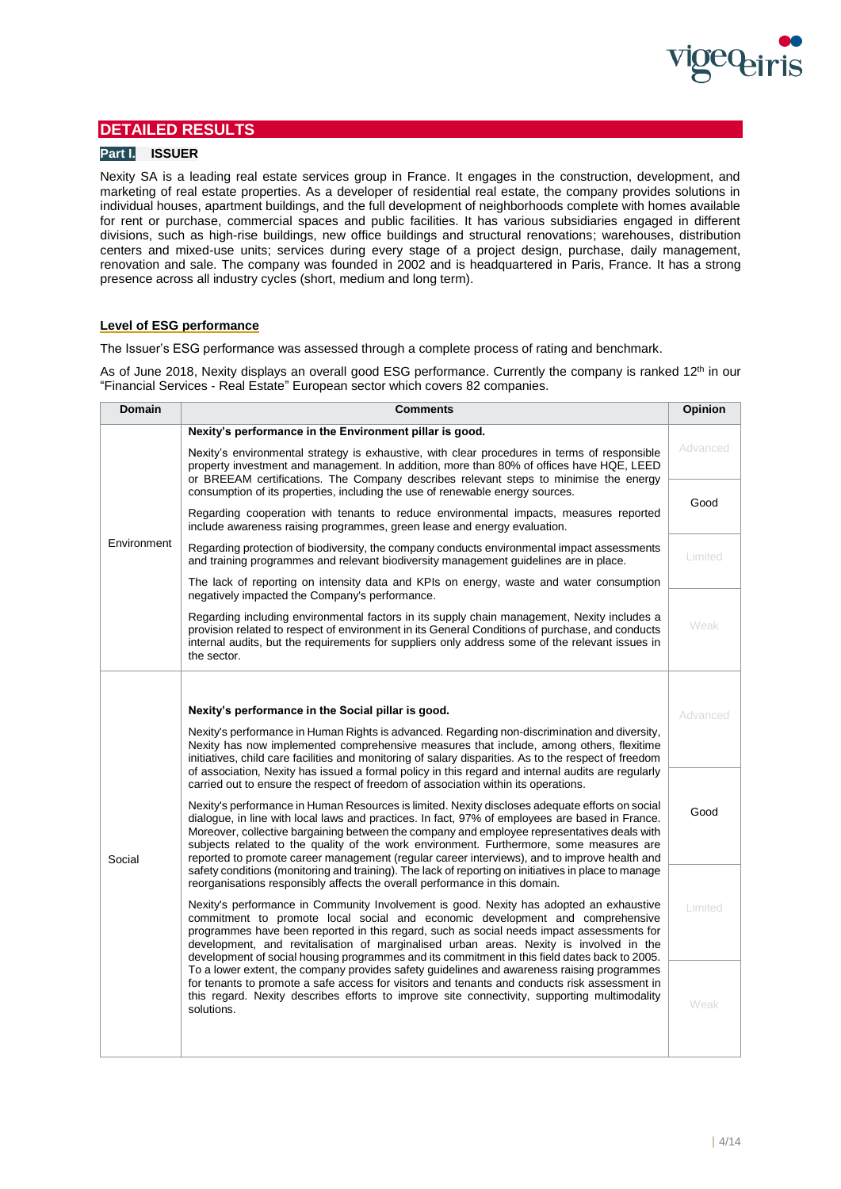# DETAILED RESULTS

## Part I. ISSUER

Nexity SA is a leading real estate services group in France. It engages in the construction, development, and marketing of real estate properties. As a developer of residential real estate, the company provides solutions in individual houses, apartment buildings, and the full development of neighborhoods complete with homes available for rent or purchase, commercial spaces and public facilities. It has various subsidiaries engaged in different divisions, such as high-rise buildings, new office buildings and structural renovations; warehouses, distribution centers and mixed-use units; services during every stage of a project design, purchase, daily management, renovation and sale. The company was founded in 2002 and is headquartered in Paris, France. It has a strong presence across all industry cycles (short, medium and long term).

### Level of ESG performance

The Issuer's ESG performance was assessed through a complete process of rating and benchmark.

As of June 2018, Nexity displays an overall good ESG performance. Currently the company is ranked 12th in our "Financial Services - Real Estate" European sector which covers 82 companies.

| Domain | Comments | Opinion |
|---|---|---|
| Environment | **Nexity's performance in the Environment pillar is good.**<br><br>Nexity's environmental strategy is exhaustive, with clear procedures in terms of responsible property investment and management. In addition, more than 80% of offices have HQE, LEED or BREEAM certifications. The Company describes relevant steps to minimise the energy consumption of its properties, including the use of renewable energy sources.<br><br>Regarding cooperation with tenants to reduce environmental impacts, measures reported include awareness raising programmes, green lease and energy evaluation.<br><br>Regarding protection of biodiversity, the company conducts environmental impact assessments and training programmes and relevant biodiversity management guidelines are in place.<br><br>The lack of reporting on intensity data and KPIs on energy, waste and water consumption negatively impacted the Company's performance.<br><br>Regarding including environmental factors in its supply chain management, Nexity includes a provision related to respect of environment in its General Conditions of purchase, and conducts internal audits, but the requirements for suppliers only address some of the relevant issues in the sector. | Advanced<br>**Good**<br>Limited<br>Weak |
| Social | **Nexity's performance in the Social pillar is good.**<br><br>Nexity's performance in Human Rights is advanced. Regarding non-discrimination and diversity, Nexity has now implemented comprehensive measures that include, among others, flexitime initiatives, child care facilities and monitoring of salary disparities. As to the respect of freedom of association, Nexity has issued a formal policy in this regard and internal audits are regularly carried out to ensure the respect of freedom of association within its operations.<br><br>Nexity's performance in Human Resources is limited. Nexity discloses adequate efforts on social dialogue, in line with local laws and practices. In fact, 97% of employees are based in France. Moreover, collective bargaining between the company and employee representatives deals with subjects related to the quality of the work environment. Furthermore, some measures are reported to promote career management (regular career interviews), and to improve health and safety conditions (monitoring and training). The lack of reporting on initiatives in place to manage reorganisations responsibly affects the overall performance in this domain.<br><br>Nexity's performance in Community Involvement is good. Nexity has adopted an exhaustive commitment to promote local social and economic development and comprehensive programmes have been reported in this regard, such as social needs impact assessments for development, and revitalisation of marginalised urban areas. Nexity is involved in the development of social housing programmes and its commitment in this field dates back to 2005. To a lower extent, the company provides safety guidelines and awareness raising programmes for tenants to promote a safe access for visitors and tenants and conducts risk assessment in this regard. Nexity describes efforts to improve site connectivity, supporting multimodality solutions. | Advanced<br>**Good**<br>Limited<br>Weak |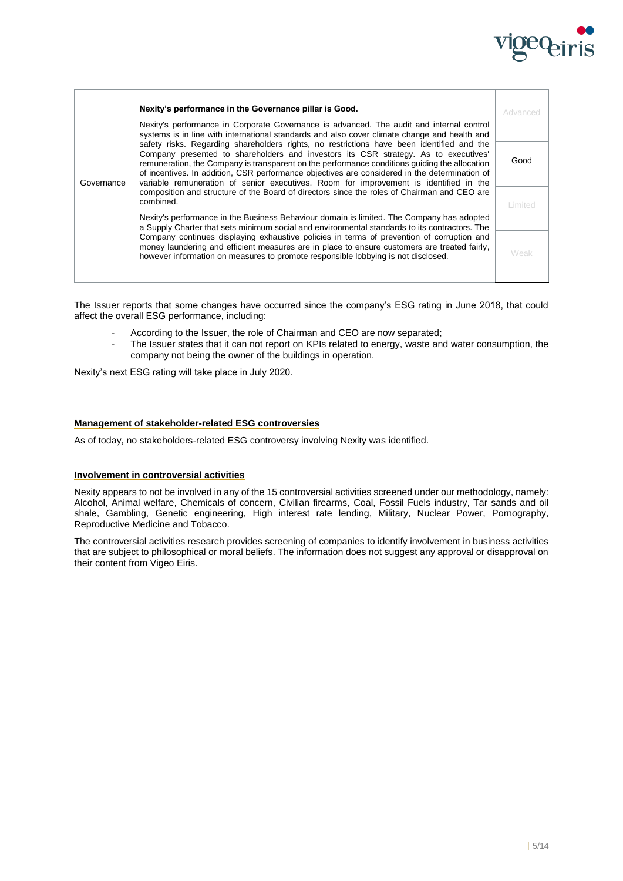| Governance | **Nexity's performance in the Governance pillar is Good.** Nexity's performance in Corporate Governance is advanced. The audit and internal control systems is in line with international standards and also cover climate change and health and safety risks. Regarding shareholders rights, no restrictions have been identified and the Company presented to shareholders and investors its CSR strategy. As to executives' remuneration, the Company is transparent on the performance conditions guiding the allocation of incentives. In addition, CSR performance objectives are considered in the determination of variable remuneration of senior executives. Room for improvement is identified in the composition and structure of the Board of directors since the roles of Chairman and CEO are combined. Nexity's performance in the Business Behaviour domain is limited. The Company has adopted a Supply Charter that sets minimum social and environmental standards to its contractors. The Company continues displaying exhaustive policies in terms of prevention of corruption and money laundering and efficient measures are in place to ensure customers are treated fairly, however information on measures to promote responsible lobbying is not disclosed. | Advanced<br>**Good**<br>Limited<br>Weak |
|---|---|---|

The Issuer reports that some changes have occurred since the company's ESG rating in June 2018, that could affect the overall ESG performance, including:

- According to the Issuer, the role of Chairman and CEO are now separated;
- The Issuer states that it can not report on KPIs related to energy, waste and water consumption, the company not being the owner of the buildings in operation.

Nexity's next ESG rating will take place in July 2020.

## Management of stakeholder-related ESG controversies

As of today, no stakeholders-related ESG controversy involving Nexity was identified.

## Involvement in controversial activities

Nexity appears to not be involved in any of the 15 controversial activities screened under our methodology, namely: Alcohol, Animal welfare, Chemicals of concern, Civilian firearms, Coal, Fossil Fuels industry, Tar sands and oil shale, Gambling, Genetic engineering, High interest rate lending, Military, Nuclear Power, Pornography, Reproductive Medicine and Tobacco.

The controversial activities research provides screening of companies to identify involvement in business activities that are subject to philosophical or moral beliefs. The information does not suggest any approval or disapproval on their content from Vigeo Eiris.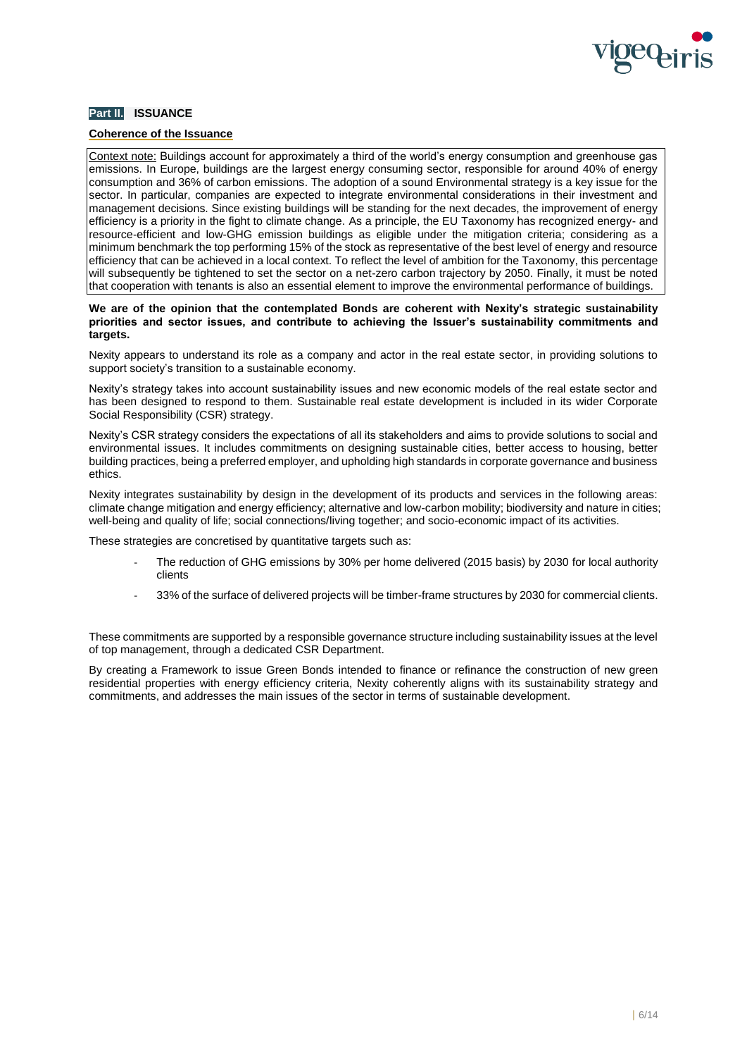## Part II. ISSUANCE

### Coherence of the Issuance

Context note: Buildings account for approximately a third of the world's energy consumption and greenhouse gas emissions. In Europe, buildings are the largest energy consuming sector, responsible for around 40% of energy consumption and 36% of carbon emissions. The adoption of a sound Environmental strategy is a key issue for the sector. In particular, companies are expected to integrate environmental considerations in their investment and management decisions. Since existing buildings will be standing for the next decades, the improvement of energy efficiency is a priority in the fight to climate change. As a principle, the EU Taxonomy has recognized energy- and resource-efficient and low-GHG emission buildings as eligible under the mitigation criteria; considering as a minimum benchmark the top performing 15% of the stock as representative of the best level of energy and resource efficiency that can be achieved in a local context. To reflect the level of ambition for the Taxonomy, this percentage will subsequently be tightened to set the sector on a net-zero carbon trajectory by 2050. Finally, it must be noted that cooperation with tenants is also an essential element to improve the environmental performance of buildings.

**We are of the opinion that the contemplated Bonds are coherent with Nexity's strategic sustainability priorities and sector issues, and contribute to achieving the Issuer's sustainability commitments and targets.**

Nexity appears to understand its role as a company and actor in the real estate sector, in providing solutions to support society's transition to a sustainable economy.

Nexity's strategy takes into account sustainability issues and new economic models of the real estate sector and has been designed to respond to them. Sustainable real estate development is included in its wider Corporate Social Responsibility (CSR) strategy.

Nexity's CSR strategy considers the expectations of all its stakeholders and aims to provide solutions to social and environmental issues. It includes commitments on designing sustainable cities, better access to housing, better building practices, being a preferred employer, and upholding high standards in corporate governance and business ethics.

Nexity integrates sustainability by design in the development of its products and services in the following areas: climate change mitigation and energy efficiency; alternative and low-carbon mobility; biodiversity and nature in cities; well-being and quality of life; social connections/living together; and socio-economic impact of its activities.

These strategies are concretised by quantitative targets such as:

- The reduction of GHG emissions by 30% per home delivered (2015 basis) by 2030 for local authority clients
- 33% of the surface of delivered projects will be timber-frame structures by 2030 for commercial clients.

These commitments are supported by a responsible governance structure including sustainability issues at the level of top management, through a dedicated CSR Department.

By creating a Framework to issue Green Bonds intended to finance or refinance the construction of new green residential properties with energy efficiency criteria, Nexity coherently aligns with its sustainability strategy and commitments, and addresses the main issues of the sector in terms of sustainable development.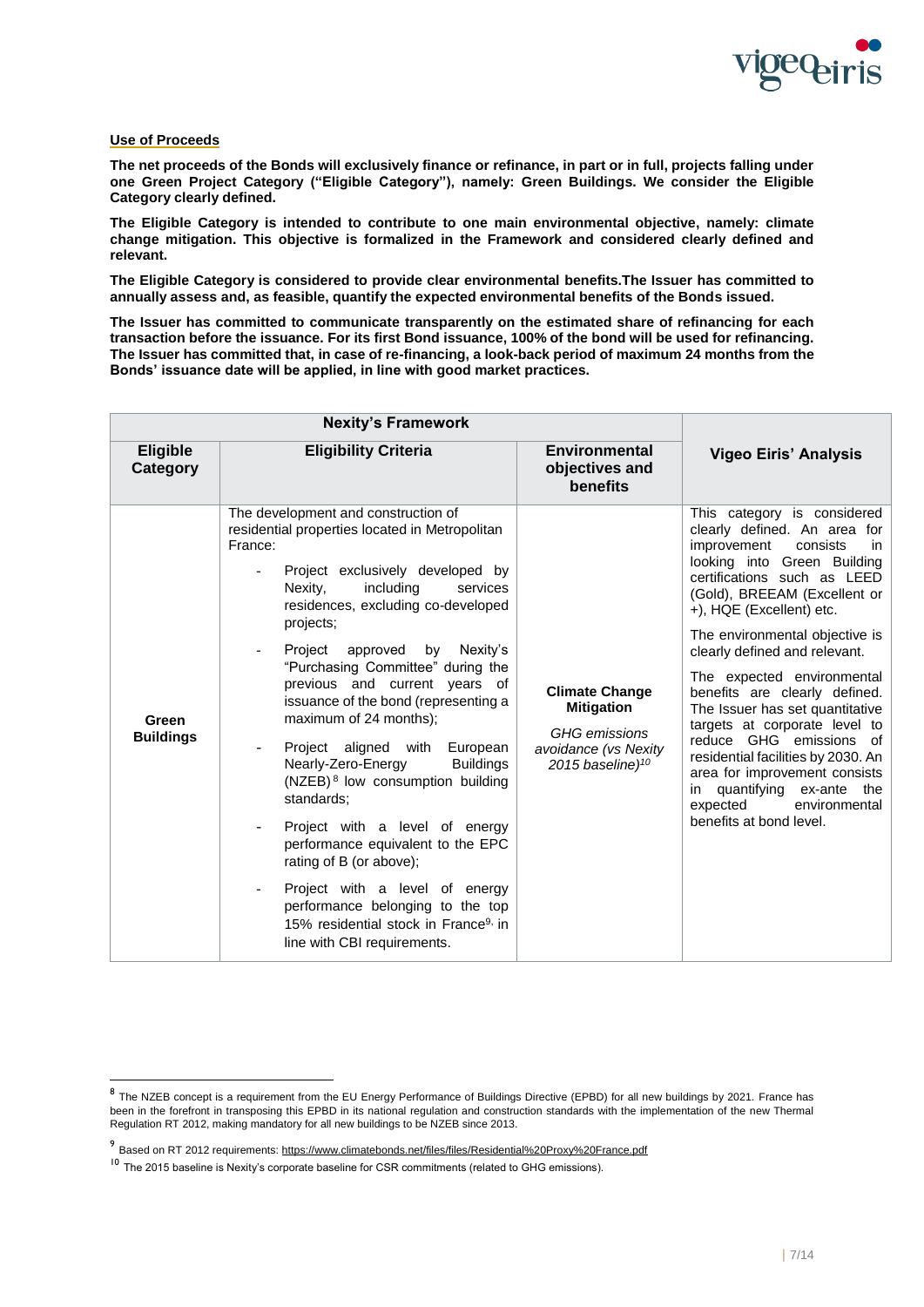**Use of Proceeds**

**The net proceeds of the Bonds will exclusively finance or refinance, in part or in full, projects falling under one Green Project Category ("Eligible Category"), namely: Green Buildings. We consider the Eligible Category clearly defined.**

**The Eligible Category is intended to contribute to one main environmental objective, namely: climate change mitigation. This objective is formalized in the Framework and considered clearly defined and relevant.**

**The Eligible Category is considered to provide clear environmental benefits.The Issuer has committed to annually assess and, as feasible, quantify the expected environmental benefits of the Bonds issued.**

**The Issuer has committed to communicate transparently on the estimated share of refinancing for each transaction before the issuance. For its first Bond issuance, 100% of the bond will be used for refinancing. The Issuer has committed that, in case of re-financing, a look-back period of maximum 24 months from the Bonds' issuance date will be applied, in line with good market practices.**

| Nexity's Framework | | | Vigeo Eiris' Analysis |
|---|---|---|---|
| **Eligible Category** | **Eligibility Criteria** | **Environmental objectives and benefits** | |
| **Green Buildings** | The development and construction of residential properties located in Metropolitan France:<br>- Project exclusively developed by Nexity, including services residences, excluding co-developed projects;<br>- Project approved by Nexity's "Purchasing Committee" during the previous and current years of issuance of the bond (representing a maximum of 24 months);<br>- Project aligned with European Nearly-Zero-Energy Buildings (NZEB)[8] low consumption building standards;<br>- Project with a level of energy performance equivalent to the EPC rating of B (or above);<br>- Project with a level of energy performance belonging to the top 15% residential stock in France[9], in line with CBI requirements. | **Climate Change Mitigation**<br>*GHG emissions avoidance (vs Nexity 2015 baseline)*[10] | This category is considered clearly defined. An area for improvement consists in looking into Green Building certifications such as LEED (Gold), BREEAM (Excellent or +), HQE (Excellent) etc.<br>The environmental objective is clearly defined and relevant.<br>The expected environmental benefits are clearly defined. The Issuer has set quantitative targets at corporate level to reduce GHG emissions of residential facilities by 2030. An area for improvement consists in quantifying ex-ante the expected environmental benefits at bond level. |

[8] The NZEB concept is a requirement from the EU Energy Performance of Buildings Directive (EPBD) for all new buildings by 2021. France has been in the forefront in transposing this EPBD in its national regulation and construction standards with the implementation of the new Thermal Regulation RT 2012, making mandatory for all new buildings to be NZEB since 2013.

[9] Based on RT 2012 requirements: https://www.climatebonds.net/files/files/Residential%20Proxy%20France.pdf

[10] The 2015 baseline is Nexity's corporate baseline for CSR commitments (related to GHG emissions).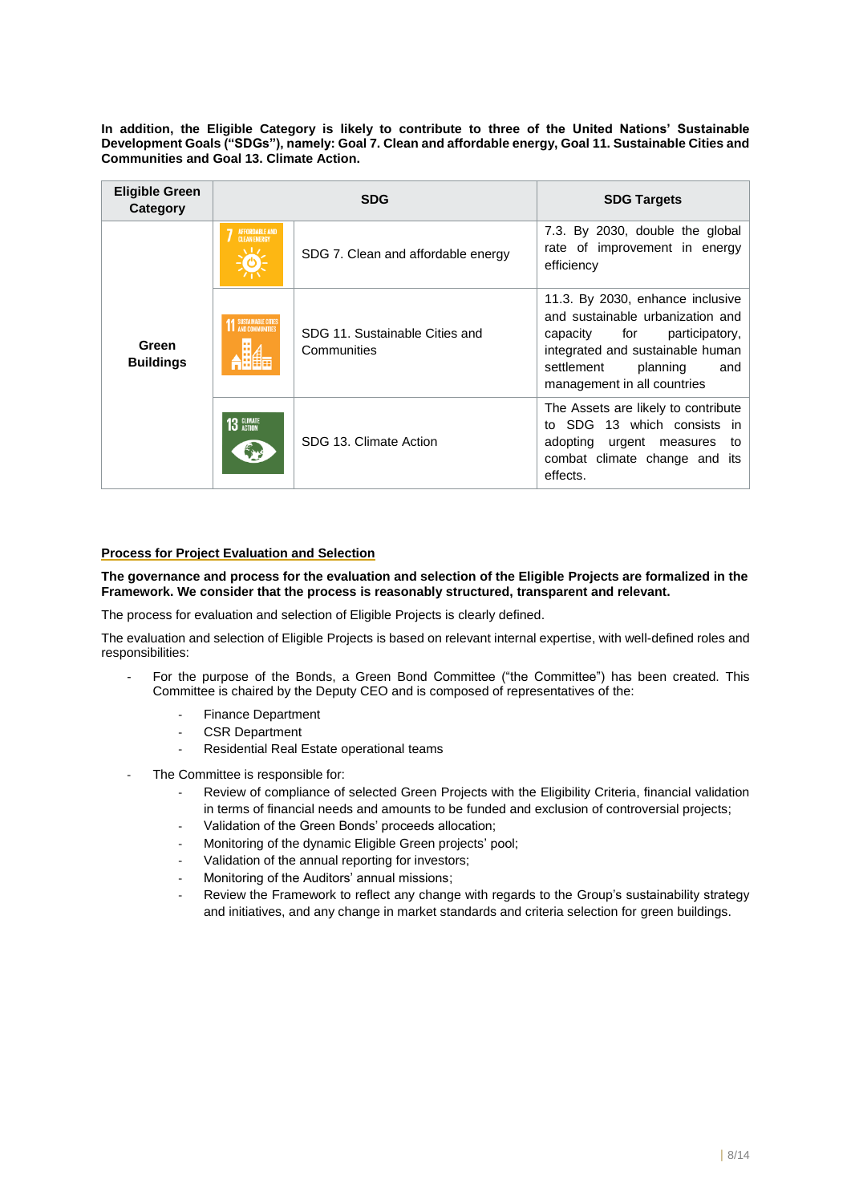**In addition, the Eligible Category is likely to contribute to three of the United Nations' Sustainable Development Goals ("SDGs"), namely: Goal 7. Clean and affordable energy, Goal 11. Sustainable Cities and Communities and Goal 13. Climate Action.**

| Eligible Green Category | SDG | | SDG Targets |
|---|---|---|---|
| Green Buildings | 7 AFFORDABLE AND CLEAN ENERGY | SDG 7. Clean and affordable energy | 7.3. By 2030, double the global rate of improvement in energy efficiency |
| | 11 SUSTAINABLE CITIES AND COMMUNITIES | SDG 11. Sustainable Cities and Communities | 11.3. By 2030, enhance inclusive and sustainable urbanization and capacity for participatory, integrated and sustainable human settlement planning and management in all countries |
| | 13 CLIMATE ACTION | SDG 13. Climate Action | The Assets are likely to contribute to SDG 13 which consists in adopting urgent measures to combat climate change and its effects. |

## Process for Project Evaluation and Selection

**The governance and process for the evaluation and selection of the Eligible Projects are formalized in the Framework. We consider that the process is reasonably structured, transparent and relevant.**

The process for evaluation and selection of Eligible Projects is clearly defined.

The evaluation and selection of Eligible Projects is based on relevant internal expertise, with well-defined roles and responsibilities:

- For the purpose of the Bonds, a Green Bond Committee ("the Committee") has been created. This Committee is chaired by the Deputy CEO and is composed of representatives of the:
  - Finance Department
  - CSR Department
  - Residential Real Estate operational teams
- The Committee is responsible for:
  - Review of compliance of selected Green Projects with the Eligibility Criteria, financial validation in terms of financial needs and amounts to be funded and exclusion of controversial projects;
  - Validation of the Green Bonds' proceeds allocation;
  - Monitoring of the dynamic Eligible Green projects' pool;
  - Validation of the annual reporting for investors;
  - Monitoring of the Auditors' annual missions;
  - Review the Framework to reflect any change with regards to the Group's sustainability strategy and initiatives, and any change in market standards and criteria selection for green buildings.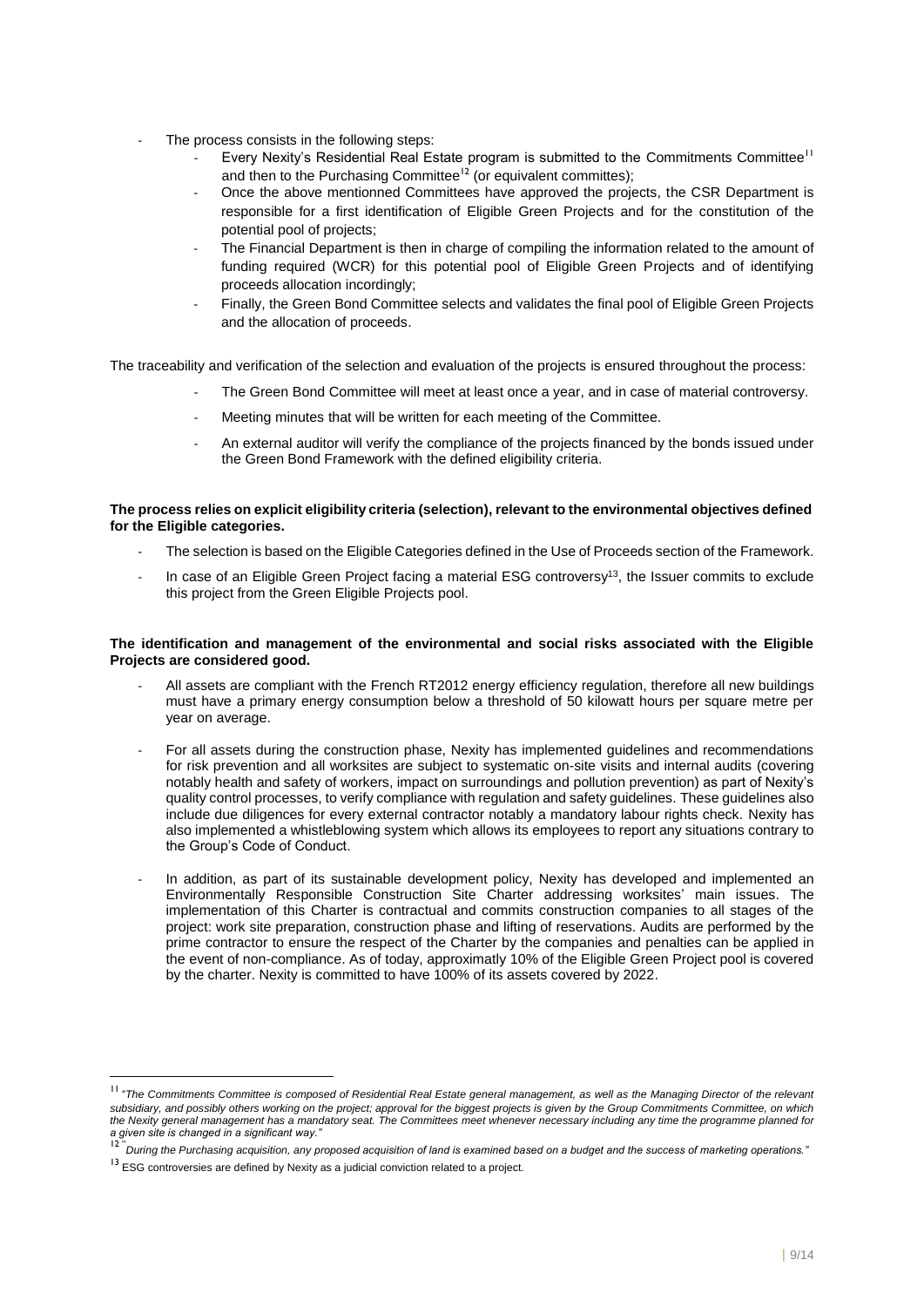- The process consists in the following steps:
  - Every Nexity's Residential Real Estate program is submitted to the Commitments Committee[11] and then to the Purchasing Committee[12] (or equivalent committes);
  - Once the above mentionned Committees have approved the projects, the CSR Department is responsible for a first identification of Eligible Green Projects and for the constitution of the potential pool of projects;
  - The Financial Department is then in charge of compiling the information related to the amount of funding required (WCR) for this potential pool of Eligible Green Projects and of identifying proceeds allocation incordingly;
  - Finally, the Green Bond Committee selects and validates the final pool of Eligible Green Projects and the allocation of proceeds.

The traceability and verification of the selection and evaluation of the projects is ensured throughout the process:

- The Green Bond Committee will meet at least once a year, and in case of material controversy.
- Meeting minutes that will be written for each meeting of the Committee.
- An external auditor will verify the compliance of the projects financed by the bonds issued under the Green Bond Framework with the defined eligibility criteria.

**The process relies on explicit eligibility criteria (selection), relevant to the environmental objectives defined for the Eligible categories.**

- The selection is based on the Eligible Categories defined in the Use of Proceeds section of the Framework.
- In case of an Eligible Green Project facing a material ESG controversy[13], the Issuer commits to exclude this project from the Green Eligible Projects pool.

**The identification and management of the environmental and social risks associated with the Eligible Projects are considered good.**

- All assets are compliant with the French RT2012 energy efficiency regulation, therefore all new buildings must have a primary energy consumption below a threshold of 50 kilowatt hours per square metre per year on average.
- For all assets during the construction phase, Nexity has implemented guidelines and recommendations for risk prevention and all worksites are subject to systematic on-site visits and internal audits (covering notably health and safety of workers, impact on surroundings and pollution prevention) as part of Nexity's quality control processes, to verify compliance with regulation and safety guidelines. These guidelines also include due diligences for every external contractor notably a mandatory labour rights check. Nexity has also implemented a whistleblowing system which allows its employees to report any situations contrary to the Group's Code of Conduct.
- In addition, as part of its sustainable development policy, Nexity has developed and implemented an Environmentally Responsible Construction Site Charter addressing worksites' main issues. The implementation of this Charter is contractual and commits construction companies to all stages of the project: work site preparation, construction phase and lifting of reservations. Audits are performed by the prime contractor to ensure the respect of the Charter by the companies and penalties can be applied in the event of non-compliance. As of today, approximatly 10% of the Eligible Green Project pool is covered by the charter. Nexity is committed to have 100% of its assets covered by 2022.

---

[11] *"The Commitments Committee is composed of Residential Real Estate general management, as well as the Managing Director of the relevant subsidiary, and possibly others working on the project; approval for the biggest projects is given by the Group Commitments Committee, on which the Nexity general management has a mandatory seat. The Committees meet whenever necessary including any time the programme planned for a given site is changed in a significant way."*

[12] *"During the Purchasing acquisition, any proposed acquisition of land is examined based on a budget and the success of marketing operations."*

[13] ESG controversies are defined by Nexity as a judicial conviction related to a project.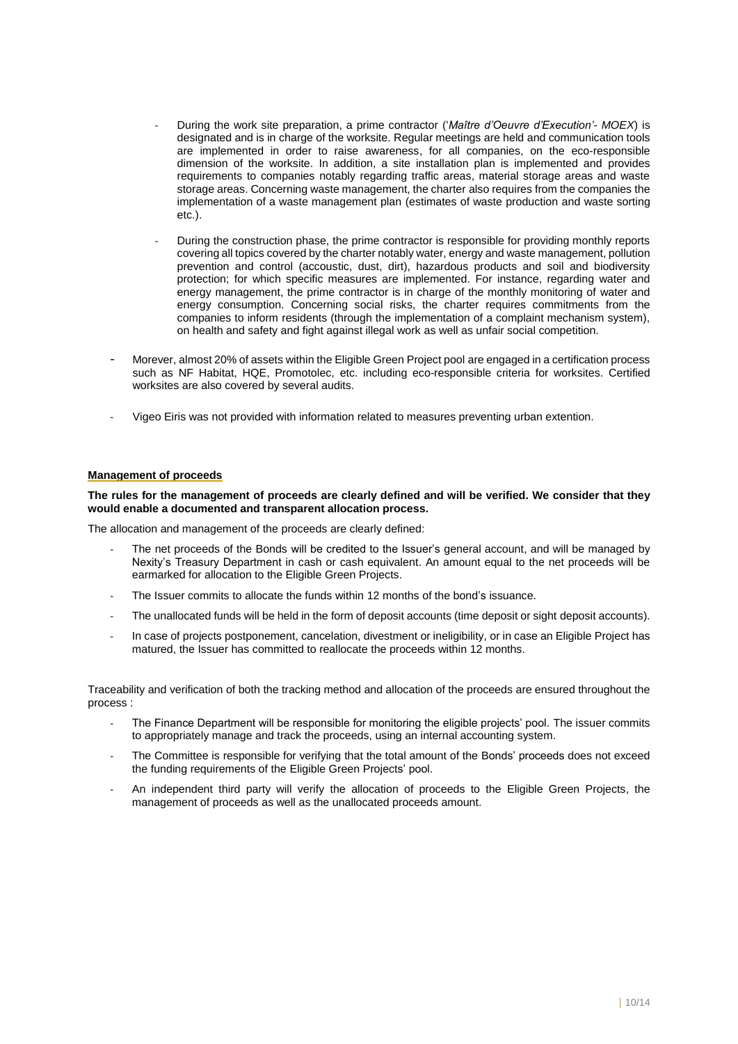- During the work site preparation, a prime contractor ('*Maître d'Oeuvre d'Execution'- MOEX*) is designated and is in charge of the worksite. Regular meetings are held and communication tools are implemented in order to raise awareness, for all companies, on the eco-responsible dimension of the worksite. In addition, a site installation plan is implemented and provides requirements to companies notably regarding traffic areas, material storage areas and waste storage areas. Concerning waste management, the charter also requires from the companies the implementation of a waste management plan (estimates of waste production and waste sorting etc.).

  - During the construction phase, the prime contractor is responsible for providing monthly reports covering all topics covered by the charter notably water, energy and waste management, pollution prevention and control (accoustic, dust, dirt), hazardous products and soil and biodiversity protection; for which specific measures are implemented. For instance, regarding water and energy management, the prime contractor is in charge of the monthly monitoring of water and energy consumption. Concerning social risks, the charter requires commitments from the companies to inform residents (through the implementation of a complaint mechanism system), on health and safety and fight against illegal work as well as unfair social competition.

- Morever, almost 20% of assets within the Eligible Green Project pool are engaged in a certification process such as NF Habitat, HQE, Promotolec, etc. including eco-responsible criteria for worksites. Certified worksites are also covered by several audits.

- Vigeo Eiris was not provided with information related to measures preventing urban extention.

**Management of proceeds**

**The rules for the management of proceeds are clearly defined and will be verified. We consider that they would enable a documented and transparent allocation process.**

The allocation and management of the proceeds are clearly defined:

- The net proceeds of the Bonds will be credited to the Issuer's general account, and will be managed by Nexity's Treasury Department in cash or cash equivalent. An amount equal to the net proceeds will be earmarked for allocation to the Eligible Green Projects.
- The Issuer commits to allocate the funds within 12 months of the bond's issuance.
- The unallocated funds will be held in the form of deposit accounts (time deposit or sight deposit accounts).
- In case of projects postponement, cancelation, divestment or ineligibility, or in case an Eligible Project has matured, the Issuer has committed to reallocate the proceeds within 12 months.

Traceability and verification of both the tracking method and allocation of the proceeds are ensured throughout the process :

- The Finance Department will be responsible for monitoring the eligible projects' pool. The issuer commits to appropriately manage and track the proceeds, using an internal accounting system.
- The Committee is responsible for verifying that the total amount of the Bonds' proceeds does not exceed the funding requirements of the Eligible Green Projects' pool.
- An independent third party will verify the allocation of proceeds to the Eligible Green Projects, the management of proceeds as well as the unallocated proceeds amount.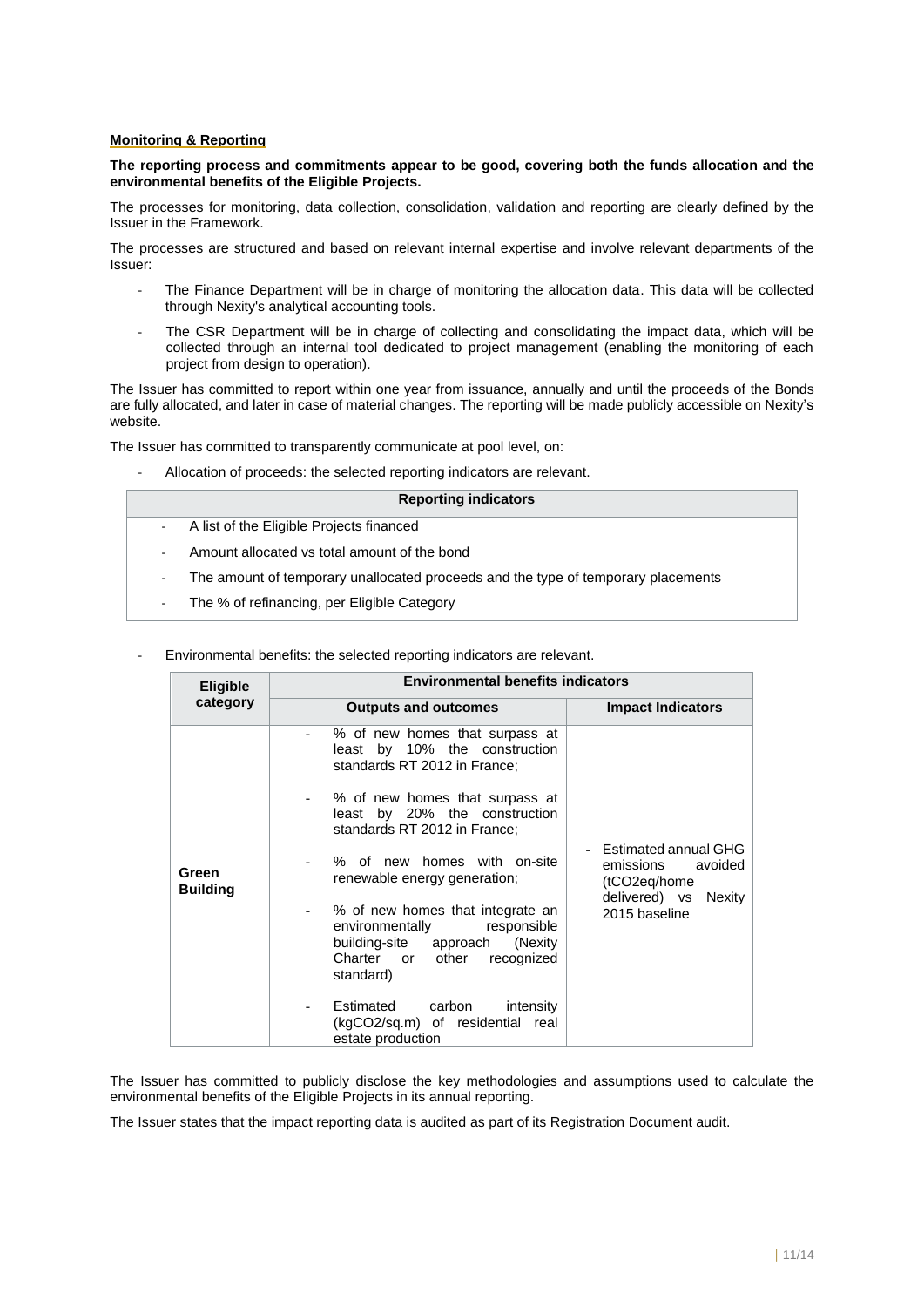**Monitoring & Reporting**

**The reporting process and commitments appear to be good, covering both the funds allocation and the environmental benefits of the Eligible Projects.**

The processes for monitoring, data collection, consolidation, validation and reporting are clearly defined by the Issuer in the Framework.

The processes are structured and based on relevant internal expertise and involve relevant departments of the Issuer:

- The Finance Department will be in charge of monitoring the allocation data. This data will be collected through Nexity's analytical accounting tools.
- The CSR Department will be in charge of collecting and consolidating the impact data, which will be collected through an internal tool dedicated to project management (enabling the monitoring of each project from design to operation).

The Issuer has committed to report within one year from issuance, annually and until the proceeds of the Bonds are fully allocated, and later in case of material changes. The reporting will be made publicly accessible on Nexity's website.

The Issuer has committed to transparently communicate at pool level, on:

- Allocation of proceeds: the selected reporting indicators are relevant.

| Reporting indicators |
|---|
| - A list of the Eligible Projects financed<br>- Amount allocated vs total amount of the bond<br>- The amount of temporary unallocated proceeds and the type of temporary placements<br>- The % of refinancing, per Eligible Category |

- Environmental benefits: the selected reporting indicators are relevant.

| Eligible category | Environmental benefits indicators | |
|---|---|---|
| | Outputs and outcomes | Impact Indicators |
| **Green Building** | - % of new homes that surpass at least by 10% the construction standards RT 2012 in France;<br>- % of new homes that surpass at least by 20% the construction standards RT 2012 in France;<br>- % of new homes with on-site renewable energy generation;<br>- % of new homes that integrate an environmentally responsible building-site approach (Nexity Charter or other recognized standard)<br>- Estimated carbon intensity (kgCO2/sq.m) of residential real estate production | - Estimated annual GHG emissions avoided (tCO2eq/home delivered) vs Nexity 2015 baseline |

The Issuer has committed to publicly disclose the key methodologies and assumptions used to calculate the environmental benefits of the Eligible Projects in its annual reporting.

The Issuer states that the impact reporting data is audited as part of its Registration Document audit.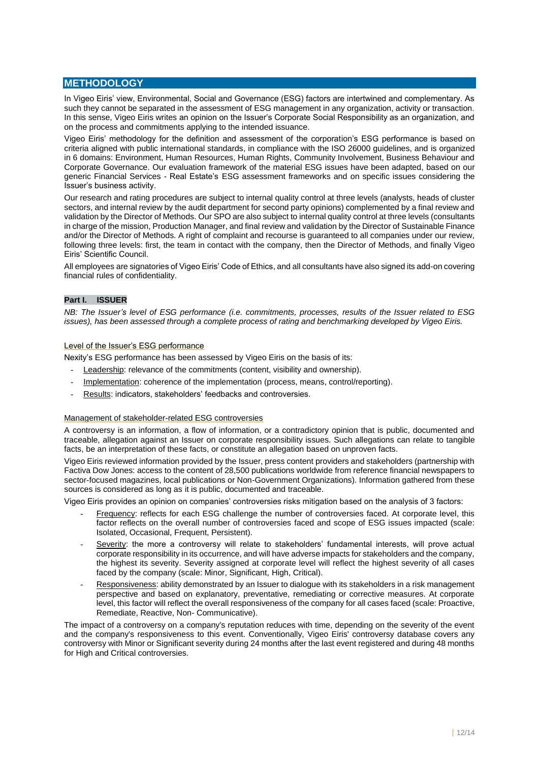# METHODOLOGY

In Vigeo Eiris' view, Environmental, Social and Governance (ESG) factors are intertwined and complementary. As such they cannot be separated in the assessment of ESG management in any organization, activity or transaction. In this sense, Vigeo Eiris writes an opinion on the Issuer's Corporate Social Responsibility as an organization, and on the process and commitments applying to the intended issuance.

Vigeo Eiris' methodology for the definition and assessment of the corporation's ESG performance is based on criteria aligned with public international standards, in compliance with the ISO 26000 guidelines, and is organized in 6 domains: Environment, Human Resources, Human Rights, Community Involvement, Business Behaviour and Corporate Governance. Our evaluation framework of the material ESG issues have been adapted, based on our generic Financial Services - Real Estate's ESG assessment frameworks and on specific issues considering the Issuer's business activity.

Our research and rating procedures are subject to internal quality control at three levels (analysts, heads of cluster sectors, and internal review by the audit department for second party opinions) complemented by a final review and validation by the Director of Methods. Our SPO are also subject to internal quality control at three levels (consultants in charge of the mission, Production Manager, and final review and validation by the Director of Sustainable Finance and/or the Director of Methods. A right of complaint and recourse is guaranteed to all companies under our review, following three levels: first, the team in contact with the company, then the Director of Methods, and finally Vigeo Eiris' Scientific Council.

All employees are signatories of Vigeo Eiris' Code of Ethics, and all consultants have also signed its add-on covering financial rules of confidentiality.

## Part I. ISSUER

*NB: The Issuer's level of ESG performance (i.e. commitments, processes, results of the Issuer related to ESG issues), has been assessed through a complete process of rating and benchmarking developed by Vigeo Eiris.*

### Level of the Issuer's ESG performance

Nexity's ESG performance has been assessed by Vigeo Eiris on the basis of its:

- Leadership: relevance of the commitments (content, visibility and ownership).
- Implementation: coherence of the implementation (process, means, control/reporting).
- Results: indicators, stakeholders' feedbacks and controversies.

### Management of stakeholder-related ESG controversies

A controversy is an information, a flow of information, or a contradictory opinion that is public, documented and traceable, allegation against an Issuer on corporate responsibility issues. Such allegations can relate to tangible facts, be an interpretation of these facts, or constitute an allegation based on unproven facts.

Vigeo Eiris reviewed information provided by the Issuer, press content providers and stakeholders (partnership with Factiva Dow Jones: access to the content of 28,500 publications worldwide from reference financial newspapers to sector-focused magazines, local publications or Non-Government Organizations). Information gathered from these sources is considered as long as it is public, documented and traceable.

Vigeo Eiris provides an opinion on companies' controversies risks mitigation based on the analysis of 3 factors:

- Frequency: reflects for each ESG challenge the number of controversies faced. At corporate level, this factor reflects on the overall number of controversies faced and scope of ESG issues impacted (scale: Isolated, Occasional, Frequent, Persistent).
- Severity: the more a controversy will relate to stakeholders' fundamental interests, will prove actual corporate responsibility in its occurrence, and will have adverse impacts for stakeholders and the company, the highest its severity. Severity assigned at corporate level will reflect the highest severity of all cases faced by the company (scale: Minor, Significant, High, Critical).
- Responsiveness: ability demonstrated by an Issuer to dialogue with its stakeholders in a risk management perspective and based on explanatory, preventative, remediating or corrective measures. At corporate level, this factor will reflect the overall responsiveness of the company for all cases faced (scale: Proactive, Remediate, Reactive, Non- Communicative).

The impact of a controversy on a company's reputation reduces with time, depending on the severity of the event and the company's responsiveness to this event. Conventionally, Vigeo Eiris' controversy database covers any controversy with Minor or Significant severity during 24 months after the last event registered and during 48 months for High and Critical controversies.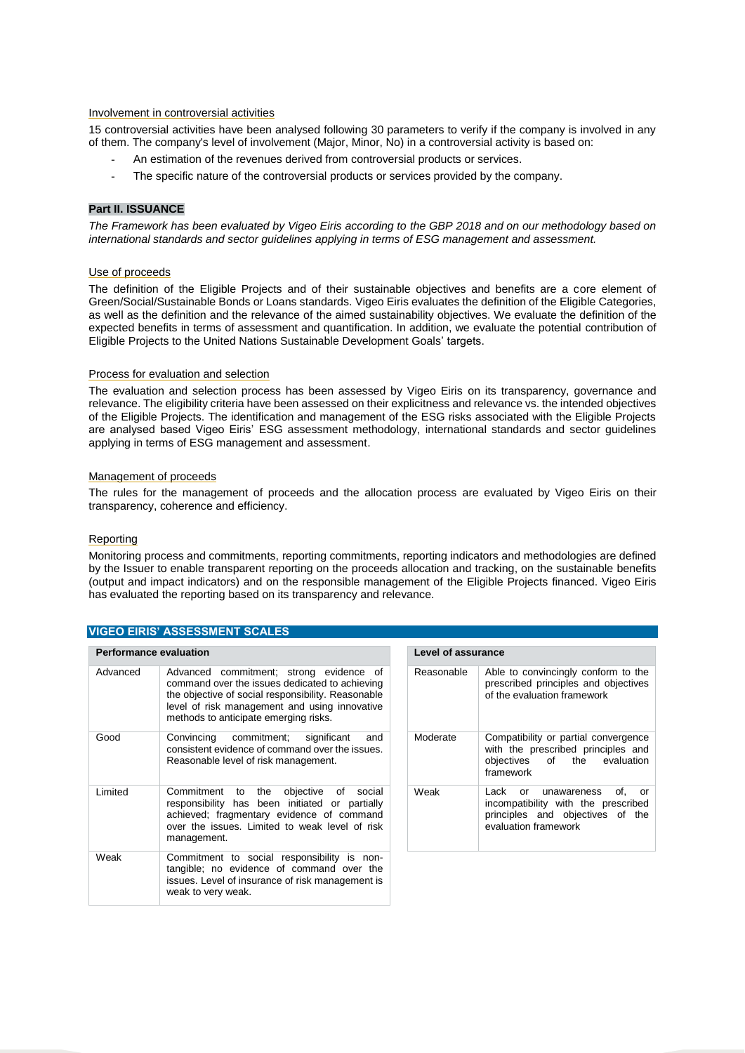Involvement in controversial activities

15 controversial activities have been analysed following 30 parameters to verify if the company is involved in any of them. The company's level of involvement (Major, Minor, No) in a controversial activity is based on:

- An estimation of the revenues derived from controversial products or services.
- The specific nature of the controversial products or services provided by the company.

**Part II. ISSUANCE**

*The Framework has been evaluated by Vigeo Eiris according to the GBP 2018 and on our methodology based on international standards and sector guidelines applying in terms of ESG management and assessment.*

Use of proceeds

The definition of the Eligible Projects and of their sustainable objectives and benefits are a core element of Green/Social/Sustainable Bonds or Loans standards. Vigeo Eiris evaluates the definition of the Eligible Categories, as well as the definition and the relevance of the aimed sustainability objectives. We evaluate the definition of the expected benefits in terms of assessment and quantification. In addition, we evaluate the potential contribution of Eligible Projects to the United Nations Sustainable Development Goals' targets.

Process for evaluation and selection

The evaluation and selection process has been assessed by Vigeo Eiris on its transparency, governance and relevance. The eligibility criteria have been assessed on their explicitness and relevance vs. the intended objectives of the Eligible Projects. The identification and management of the ESG risks associated with the Eligible Projects are analysed based Vigeo Eiris' ESG assessment methodology, international standards and sector guidelines applying in terms of ESG management and assessment.

Management of proceeds

The rules for the management of proceeds and the allocation process are evaluated by Vigeo Eiris on their transparency, coherence and efficiency.

Reporting

Monitoring process and commitments, reporting commitments, reporting indicators and methodologies are defined by the Issuer to enable transparent reporting on the proceeds allocation and tracking, on the sustainable benefits (output and impact indicators) and on the responsible management of the Eligible Projects financed. Vigeo Eiris has evaluated the reporting based on its transparency and relevance.

## VIGEO EIRIS' ASSESSMENT SCALES

| Performance evaluation | |
|---|---|
| Advanced | Advanced commitment; strong evidence of command over the issues dedicated to achieving the objective of social responsibility. Reasonable level of risk management and using innovative methods to anticipate emerging risks. |
| Good | Convincing commitment; significant and consistent evidence of command over the issues. Reasonable level of risk management. |
| Limited | Commitment to the objective of social responsibility has been initiated or partially achieved; fragmentary evidence of command over the issues. Limited to weak level of risk management. |
| Weak | Commitment to social responsibility is non-tangible; no evidence of command over the issues. Level of insurance of risk management is weak to very weak. |

| Level of assurance | |
|---|---|
| Reasonable | Able to convincingly conform to the prescribed principles and objectives of the evaluation framework |
| Moderate | Compatibility or partial convergence with the prescribed principles and objectives of the evaluation framework |
| Weak | Lack or unawareness of, or incompatibility with the prescribed principles and objectives of the evaluation framework |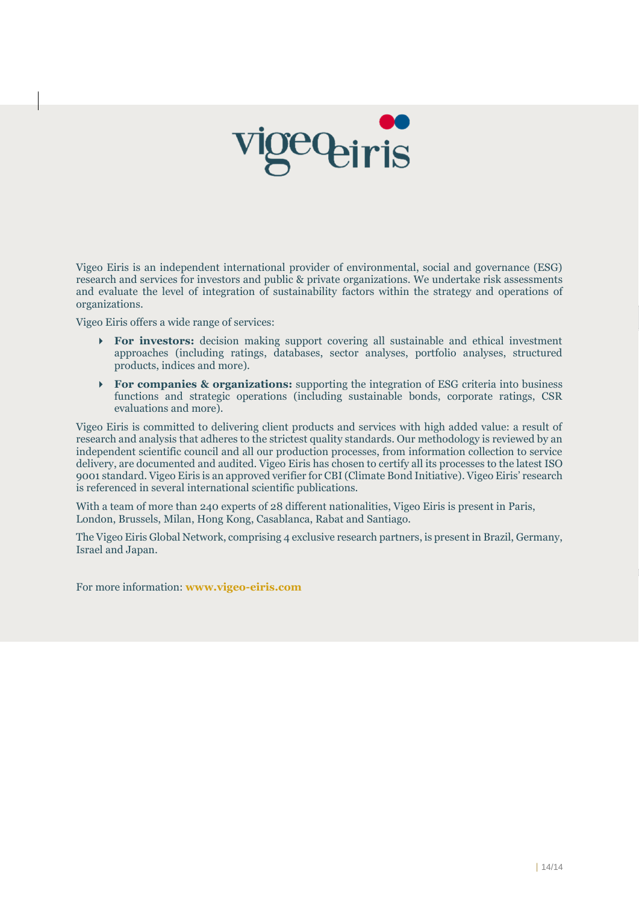Vigeo Eiris is an independent international provider of environmental, social and governance (ESG) research and services for investors and public & private organizations. We undertake risk assessments and evaluate the level of integration of sustainability factors within the strategy and operations of organizations.

Vigeo Eiris offers a wide range of services:

- **For investors:** decision making support covering all sustainable and ethical investment approaches (including ratings, databases, sector analyses, portfolio analyses, structured products, indices and more).
- **For companies & organizations:** supporting the integration of ESG criteria into business functions and strategic operations (including sustainable bonds, corporate ratings, CSR evaluations and more).

Vigeo Eiris is committed to delivering client products and services with high added value: a result of research and analysis that adheres to the strictest quality standards. Our methodology is reviewed by an independent scientific council and all our production processes, from information collection to service delivery, are documented and audited. Vigeo Eiris has chosen to certify all its processes to the latest ISO 9001 standard. Vigeo Eiris is an approved verifier for CBI (Climate Bond Initiative). Vigeo Eiris' research is referenced in several international scientific publications.

With a team of more than 240 experts of 28 different nationalities, Vigeo Eiris is present in Paris, London, Brussels, Milan, Hong Kong, Casablanca, Rabat and Santiago.

The Vigeo Eiris Global Network, comprising 4 exclusive research partners, is present in Brazil, Germany, Israel and Japan.

For more information: **www.vigeo-eiris.com**